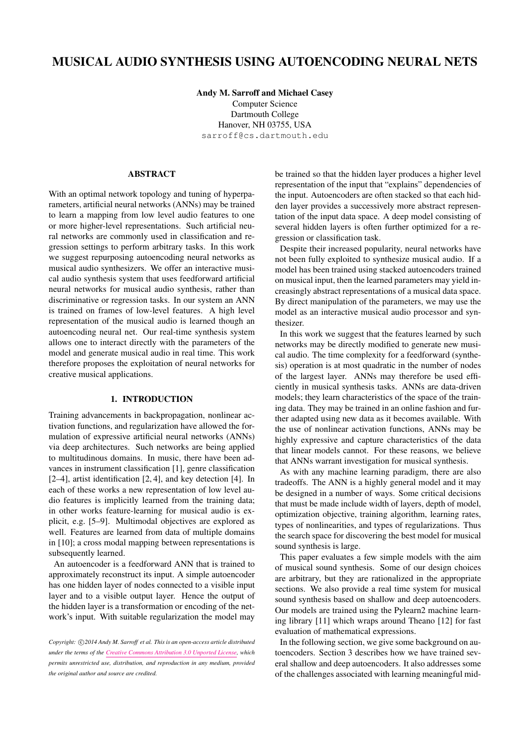# MUSICAL AUDIO SYNTHESIS USING AUTOENCODING NEURAL NETS

**Andy M. Sarroff and Michael Casey**
Computer Science
Dartmouth College
Hanover, NH 03755, USA
sarroff@cs.dartmouth.edu

## ABSTRACT

With an optimal network topology and tuning of hyperparameters, artificial neural networks (ANNs) may be trained to learn a mapping from low level audio features to one or more higher-level representations. Such artificial neural networks are commonly used in classification and regression settings to perform arbitrary tasks. In this work we suggest repurposing autoencoding neural networks as musical audio synthesizers. We offer an interactive musical audio synthesis system that uses feedforward artificial neural networks for musical audio synthesis, rather than discriminative or regression tasks. In our system an ANN is trained on frames of low-level features. A high level representation of the musical audio is learned though an autoencoding neural net. Our real-time synthesis system allows one to interact directly with the parameters of the model and generate musical audio in real time. This work therefore proposes the exploitation of neural networks for creative musical applications.

## 1. INTRODUCTION

Training advancements in backpropagation, nonlinear activation functions, and regularization have allowed the formulation of expressive artificial neural networks (ANNs) via deep architectures. Such networks are being applied to multitudinous domains. In music, there have been advances in instrument classification [1], genre classification [2–4], artist identification [2, 4], and key detection [4]. In each of these works a new representation of low level audio features is implicitly learned from the training data; in other works feature-learning for musical audio is explicit, e.g. [5–9]. Multimodal objectives are explored as well. Features are learned from data of multiple domains in [10]; a cross modal mapping between representations is subsequently learned.

An autoencoder is a feedforward ANN that is trained to approximately reconstruct its input. A simple autoencoder has one hidden layer of nodes connected to a visible input layer and to a visible output layer. Hence the output of the hidden layer is a transformation or encoding of the network's input. With suitable regularization the model may be trained so that the hidden layer produces a higher level representation of the input that "explains" dependencies of the input. Autoencoders are often stacked so that each hidden layer provides a successively more abstract representation of the input data space. A deep model consisting of several hidden layers is often further optimized for a regression or classification task.

Despite their increased popularity, neural networks have not been fully exploited to synthesize musical audio. If a model has been trained using stacked autoencoders trained on musical input, then the learned parameters may yield increasingly abstract representations of a musical data space. By direct manipulation of the parameters, we may use the model as an interactive musical audio processor and synthesizer.

In this work we suggest that the features learned by such networks may be directly modified to generate new musical audio. The time complexity for a feedforward (synthesis) operation is at most quadratic in the number of nodes of the largest layer. ANNs may therefore be used efficiently in musical synthesis tasks. ANNs are data-driven models; they learn characteristics of the space of the training data. They may be trained in an online fashion and further adapted using new data as it becomes available. With the use of nonlinear activation functions, ANNs may be highly expressive and capture characteristics of the data that linear models cannot. For these reasons, we believe that ANNs warrant investigation for musical synthesis.

As with any machine learning paradigm, there are also tradeoffs. The ANN is a highly general model and it may be designed in a number of ways. Some critical decisions that must be made include width of layers, depth of model, optimization objective, training algorithm, learning rates, types of nonlinearities, and types of regularizations. Thus the search space for discovering the best model for musical sound synthesis is large.

This paper evaluates a few simple models with the aim of musical sound synthesis. Some of our design choices are arbitrary, but they are rationalized in the appropriate sections. We also provide a real time system for musical sound synthesis based on shallow and deep autoencoders. Our models are trained using the Pylearn2 machine learning library [11] which wraps around Theano [12] for fast evaluation of mathematical expressions.

In the following section, we give some background on autoencoders. Section 3 describes how we have trained several shallow and deep autoencoders. It also addresses some of the challenges associated with learning meaningful mid-

*Copyright: ©2014 Andy M. Sarroff et al. This is an open-access article distributed under the terms of the Creative Commons Attribution 3.0 Unported License, which permits unrestricted use, distribution, and reproduction in any medium, provided the original author and source are credited.*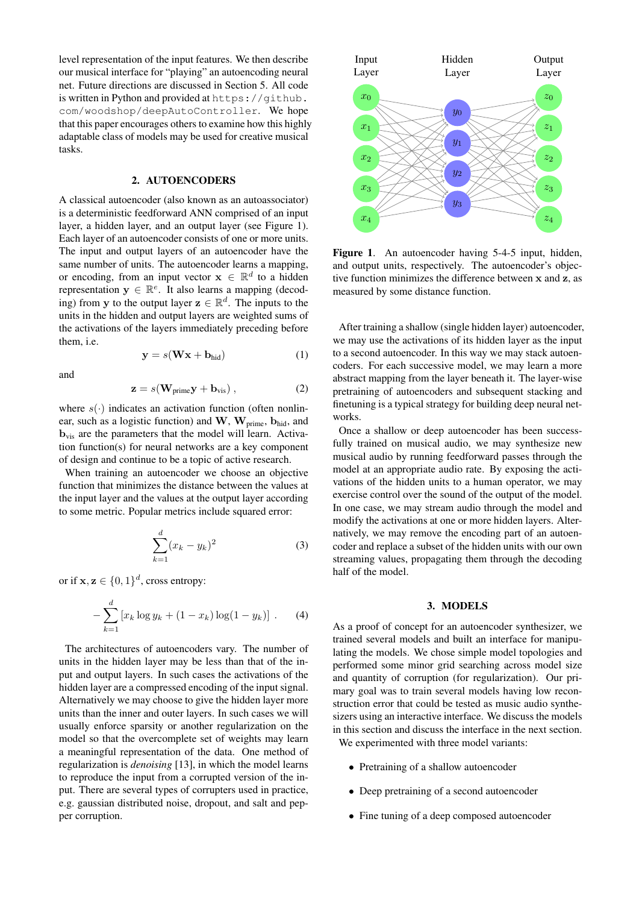level representation of the input features. We then describe our musical interface for "playing" an autoencoding neural net. Future directions are discussed in Section 5. All code is written in Python and provided at https://github.com/woodshop/deepAutoController. We hope that this paper encourages others to examine how this highly adaptable class of models may be used for creative musical tasks.

## 2. AUTOENCODERS

A classical autoencoder (also known as an autoassociator) is a deterministic feedforward ANN comprised of an input layer, a hidden layer, and an output layer (see Figure 1). Each layer of an autoencoder consists of one or more units. The input and output layers of an autoencoder have the same number of units. The autoencoder learns a mapping, or encoding, from an input vector $\mathbf{x} \in \mathbb{R}^d$ to a hidden representation $\mathbf{y} \in \mathbb{R}^e$. It also learns a mapping (decoding) from $\mathbf{y}$ to the output layer $\mathbf{z} \in \mathbb{R}^d$. The inputs to the units in the hidden and output layers are weighted sums of the activations of the layers immediately preceding before them, i.e.

$$\mathbf{y} = s(\mathbf{W}\mathbf{x} + \mathbf{b}_{\text{hid}}) \tag{1}$$

and

$$\mathbf{z} = s(\mathbf{W}_{\text{prime}}\mathbf{y} + \mathbf{b}_{\text{vis}}) \,, \tag{2}$$

where $s(\cdot)$ indicates an activation function (often nonlinear, such as a logistic function) and $\mathbf{W}$, $\mathbf{W}_{\text{prime}}$, $\mathbf{b}_{\text{hid}}$, and $\mathbf{b}_{\text{vis}}$ are the parameters that the model will learn. Activation function(s) for neural networks are a key component of design and continue to be a topic of active research.

When training an autoencoder we choose an objective function that minimizes the distance between the values at the input layer and the values at the output layer according to some metric. Popular metrics include squared error:

$$\sum_{k=1}^{d} (x_k - y_k)^2 \tag{3}$$

or if $\mathbf{x}, \mathbf{z} \in \{0, 1\}^d$, cross entropy:

$$-\sum_{k=1}^{d} \left[x_k \log y_k + (1 - x_k) \log(1 - y_k)\right] \,. \tag{4}$$

The architectures of autoencoders vary. The number of units in the hidden layer may be less than that of the input and output layers. In such cases the activations of the hidden layer are a compressed encoding of the input signal. Alternatively we may choose to give the hidden layer more units than the inner and outer layers. In such cases we will usually enforce sparsity or another regularization on the model so that the overcomplete set of weights may learn a meaningful representation of the data. One method of regularization is *denoising* [13], in which the model learns to reproduce the input from a corrupted version of the input. There are several types of corrupters used in practice, e.g. gaussian distributed noise, dropout, and salt and pepper corruption.

**Figure 1**. An autoencoder having 5-4-5 input, hidden, and output units, respectively. The autoencoder's objective function minimizes the difference between $\mathbf{x}$ and $\mathbf{z}$, as measured by some distance function.

After training a shallow (single hidden layer) autoencoder, we may use the activations of its hidden layer as the input to a second autoencoder. In this way we may stack autoencoders. For each successive model, we may learn a more abstract mapping from the layer beneath it. The layer-wise pretraining of autoencoders and subsequent stacking and finetuning is a typical strategy for building deep neural networks.

Once a shallow or deep autoencoder has been successfully trained on musical audio, we may synthesize new musical audio by running feedforward passes through the model at an appropriate audio rate. By exposing the activations of the hidden units to a human operator, we may exercise control over the sound of the output of the model. In one case, we may stream audio through the model and modify the activations at one or more hidden layers. Alternatively, we may remove the encoding part of an autoencoder and replace a subset of the hidden units with our own streaming values, propagating them through the decoding half of the model.

## 3. MODELS

As a proof of concept for an autoencoder synthesizer, we trained several models and built an interface for manipulating the models. We chose simple model topologies and performed some minor grid searching across model size and quantity of corruption (for regularization). Our primary goal was to train several models having low reconstruction error that could be tested as music audio synthesizers using an interactive interface. We discuss the models in this section and discuss the interface in the next section.

We experimented with three model variants:

- Pretraining of a shallow autoencoder
- Deep pretraining of a second autoencoder
- Fine tuning of a deep composed autoencoder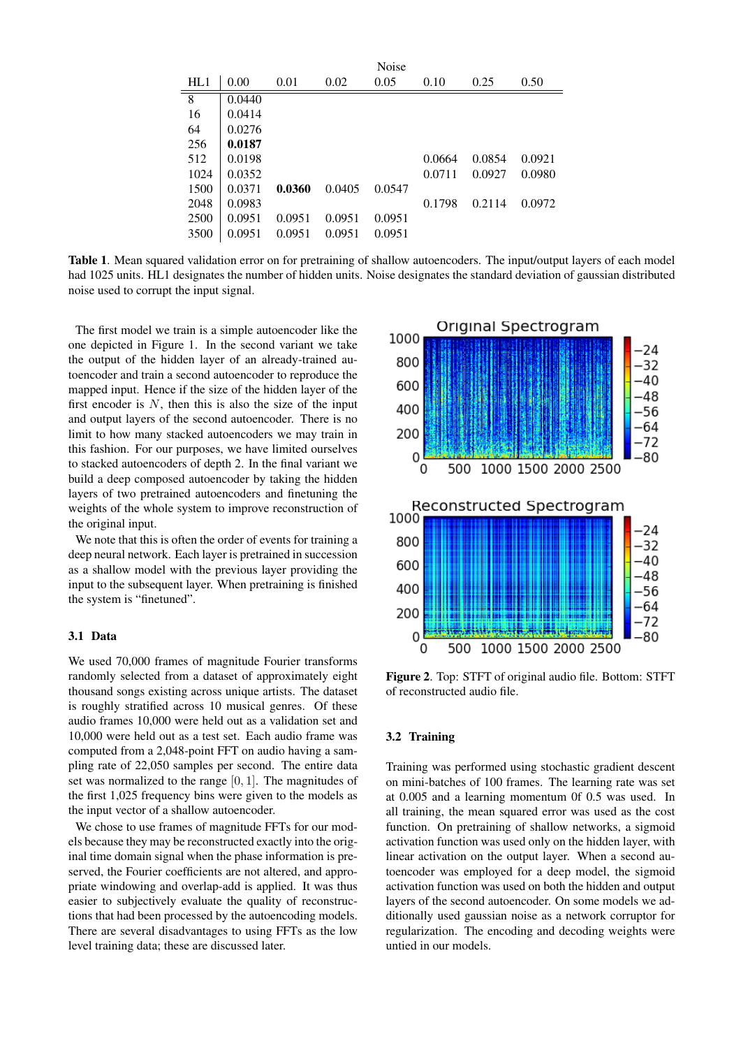| HL1 | Noise 0.00 | 0.01 | 0.02 | 0.05 | 0.10 | 0.25 | 0.50 |
|---|---|---|---|---|---|---|---|
| 8 | 0.0440 | | | | | | |
| 16 | 0.0414 | | | | | | |
| 64 | 0.0276 | | | | | | |
| 256 | **0.0187** | | | | | | |
| 512 | 0.0198 | | | | 0.0664 | 0.0854 | 0.0921 |
| 1024 | 0.0352 | | | | 0.0711 | 0.0927 | 0.0980 |
| 1500 | 0.0371 | **0.0360** | 0.0405 | 0.0547 | | | |
| 2048 | 0.0983 | | | | 0.1798 | 0.2114 | 0.0972 |
| 2500 | 0.0951 | 0.0951 | 0.0951 | 0.0951 | | | |
| 3500 | 0.0951 | 0.0951 | 0.0951 | 0.0951 | | | |

**Table 1**. Mean squared validation error on for pretraining of shallow autoencoders. The input/output layers of each model had 1025 units. HL1 designates the number of hidden units. Noise designates the standard deviation of gaussian distributed noise used to corrupt the input signal.

The first model we train is a simple autoencoder like the one depicted in Figure 1. In the second variant we take the output of the hidden layer of an already-trained autoencoder and train a second autoencoder to reproduce the mapped input. Hence if the size of the hidden layer of the first encoder is $N$, then this is also the size of the input and output layers of the second autoencoder. There is no limit to how many stacked autoencoders we may train in this fashion. For our purposes, we have limited ourselves to stacked autoencoders of depth 2. In the final variant we build a deep composed autoencoder by taking the hidden layers of two pretrained autoencoders and finetuning the weights of the whole system to improve reconstruction of the original input.

We note that this is often the order of events for training a deep neural network. Each layer is pretrained in succession as a shallow model with the previous layer providing the input to the subsequent layer. When pretraining is finished the system is "finetuned".

### 3.1 Data

We used 70,000 frames of magnitude Fourier transforms randomly selected from a dataset of approximately eight thousand songs existing across unique artists. The dataset is roughly stratified across 10 musical genres. Of these audio frames 10,000 were held out as a validation set and 10,000 were held out as a test set. Each audio frame was computed from a 2,048-point FFT on audio having a sampling rate of 22,050 samples per second. The entire data set was normalized to the range $[0, 1]$. The magnitudes of the first 1,025 frequency bins were given to the models as the input vector of a shallow autoencoder.

We chose to use frames of magnitude FFTs for our models because they may be reconstructed exactly into the original time domain signal when the phase information is preserved, the Fourier coefficients are not altered, and appropriate windowing and overlap-add is applied. It was thus easier to subjectively evaluate the quality of reconstructions that had been processed by the autoencoding models. There are several disadvantages to using FFTs as the low level training data; these are discussed later.

**Figure 2**. Top: STFT of original audio file. Bottom: STFT of reconstructed audio file.

### 3.2 Training

Training was performed using stochastic gradient descent on mini-batches of 100 frames. The learning rate was set at 0.005 and a learning momentum 0f 0.5 was used. In all training, the mean squared error was used as the cost function. On pretraining of shallow networks, a sigmoid activation function was used only on the hidden layer, with linear activation on the output layer. When a second autoencoder was employed for a deep model, the sigmoid activation function was used on both the hidden and output layers of the second autoencoder. On some models we additionally used gaussian noise as a network corruptor for regularization. The encoding and decoding weights were untied in our models.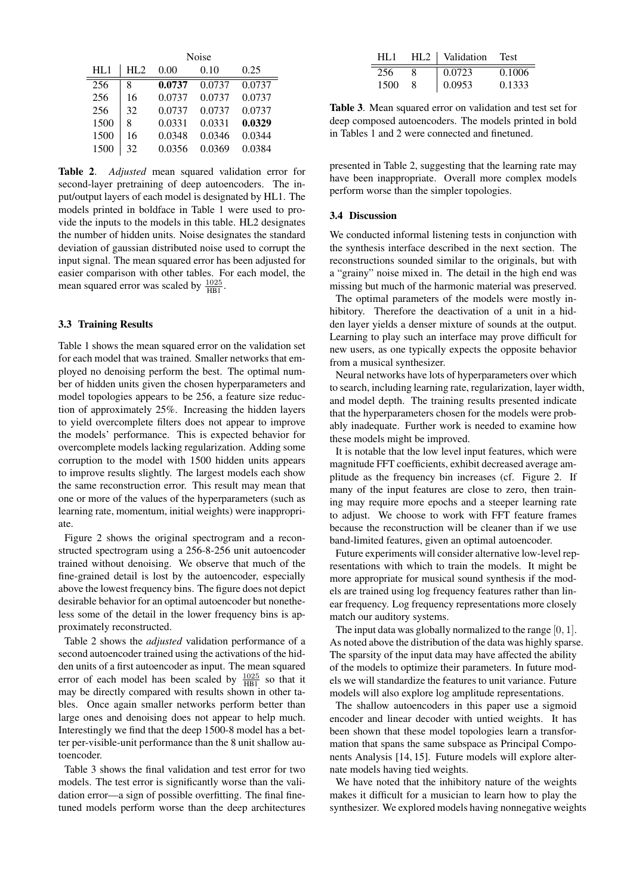| | | Noise | | |
|---|---|---|---|---|
| HL1 | HL2 | 0.00 | 0.10 | 0.25 |
| 256 | 8 | **0.0737** | 0.0737 | 0.0737 |
| 256 | 16 | 0.0737 | 0.0737 | 0.0737 |
| 256 | 32 | 0.0737 | 0.0737 | 0.0737 |
| 1500 | 8 | 0.0331 | 0.0331 | **0.0329** |
| 1500 | 16 | 0.0348 | 0.0346 | 0.0344 |
| 1500 | 32 | 0.0356 | 0.0369 | 0.0384 |

**Table 2**. *Adjusted* mean squared validation error for second-layer pretraining of deep autoencoders. The input/output layers of each model is designated by HL1. The models printed in boldface in Table 1 were used to provide the inputs to the models in this table. HL2 designates the number of hidden units. Noise designates the standard deviation of gaussian distributed noise used to corrupt the input signal. The mean squared error has been adjusted for easier comparison with other tables. For each model, the mean squared error was scaled by $\frac{1025}{\text{HB1}}$.

### 3.3 Training Results

Table 1 shows the mean squared error on the validation set for each model that was trained. Smaller networks that employed no denoising perform the best. The optimal number of hidden units given the chosen hyperparameters and model topologies appears to be 256, a feature size reduction of approximately 25%. Increasing the hidden layers to yield overcomplete filters does not appear to improve the models' performance. This is expected behavior for overcomplete models lacking regularization. Adding some corruption to the model with 1500 hidden units appears to improve results slightly. The largest models each show the same reconstruction error. This result may mean that one or more of the values of the hyperparameters (such as learning rate, momentum, initial weights) were inappropriate.

Figure 2 shows the original spectrogram and a reconstructed spectrogram using a 256-8-256 unit autoencoder trained without denoising. We observe that much of the fine-grained detail is lost by the autoencoder, especially above the lowest frequency bins. The figure does not depict desirable behavior for an optimal autoencoder but nonetheless some of the detail in the lower frequency bins is approximately reconstructed.

Table 2 shows the *adjusted* validation performance of a second autoencoder trained using the activations of the hidden units of a first autoencoder as input. The mean squared error of each model has been scaled by $\frac{1025}{\text{HB1}}$ so that it may be directly compared with results shown in other tables. Once again smaller networks perform better than large ones and denoising does not appear to help much. Interestingly we find that the deep 1500-8 model has a better per-visible-unit performance than the 8 unit shallow autoencoder.

Table 3 shows the final validation and test error for two models. The test error is significantly worse than the validation error—a sign of possible overfitting. The final finetuned models perform worse than the deep architectures presented in Table 2, suggesting that the learning rate may have been inappropriate. Overall more complex models perform worse than the simpler topologies.

| HL1 | HL2 | Validation | Test |
|---|---|---|---|
| 256 | 8 | 0.0723 | 0.1006 |
| 1500 | 8 | 0.0953 | 0.1333 |

**Table 3**. Mean squared error on validation and test set for deep composed autoencoders. The models printed in bold in Tables 1 and 2 were connected and finetuned.

### 3.4 Discussion

We conducted informal listening tests in conjunction with the synthesis interface described in the next section. The reconstructions sounded similar to the originals, but with a "grainy" noise mixed in. The detail in the high end was missing but much of the harmonic material was preserved.

The optimal parameters of the models were mostly inhibitory. Therefore the deactivation of a unit in a hidden layer yields a denser mixture of sounds at the output. Learning to play such an interface may prove difficult for new users, as one typically expects the opposite behavior from a musical synthesizer.

Neural networks have lots of hyperparameters over which to search, including learning rate, regularization, layer width, and model depth. The training results presented indicate that the hyperparameters chosen for the models were probably inadequate. Further work is needed to examine how these models might be improved.

It is notable that the low level input features, which were magnitude FFT coefficients, exhibit decreased average amplitude as the frequency bin increases (cf. Figure 2. If many of the input features are close to zero, then training may require more epochs and a steeper learning rate to adjust. We choose to work with FFT feature frames because the reconstruction will be cleaner than if we use band-limited features, given an optimal autoencoder.

Future experiments will consider alternative low-level representations with which to train the models. It might be more appropriate for musical sound synthesis if the models are trained using log frequency features rather than linear frequency. Log frequency representations more closely match our auditory systems.

The input data was globally normalized to the range $[0, 1]$. As noted above the distribution of the data was highly sparse. The sparsity of the input data may have affected the ability of the models to optimize their parameters. In future models we will standardize the features to unit variance. Future models will also explore log amplitude representations.

The shallow autoencoders in this paper use a sigmoid encoder and linear decoder with untied weights. It has been shown that these model topologies learn a transformation that spans the same subspace as Principal Components Analysis [14, 15]. Future models will explore alternate models having tied weights.

We have noted that the inhibitory nature of the weights makes it difficult for a musician to learn how to play the synthesizer. We explored models having nonnegative weights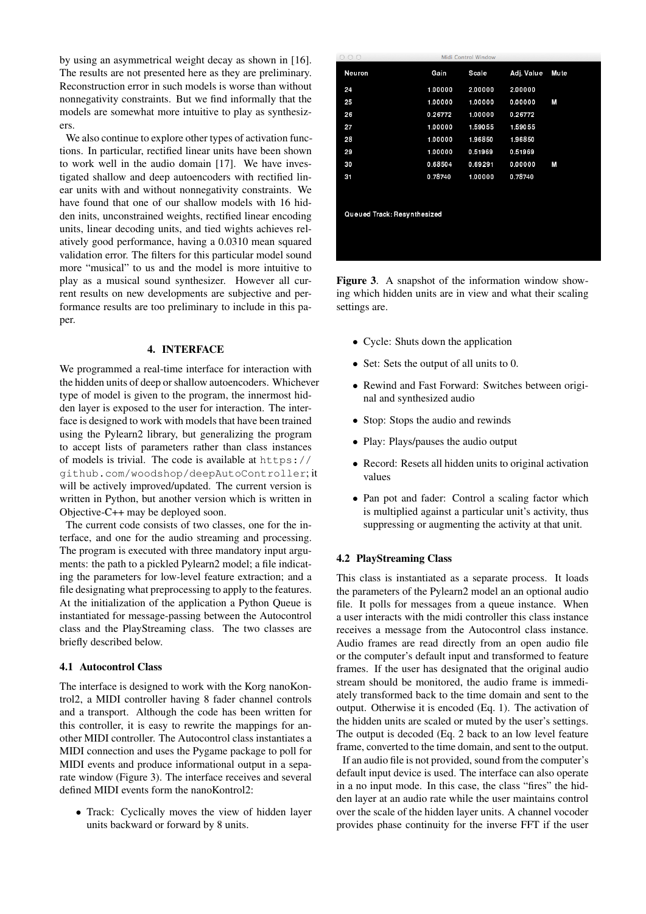by using an asymmetrical weight decay as shown in [16]. The results are not presented here as they are preliminary. Reconstruction error in such models is worse than without nonnegativity constraints. But we find informally that the models are somewhat more intuitive to play as synthesizers.

We also continue to explore other types of activation functions. In particular, rectified linear units have been shown to work well in the audio domain [17]. We have investigated shallow and deep autoencoders with rectified linear units with and without nonnegativity constraints. We have found that one of our shallow models with 16 hidden inits, unconstrained weights, rectified linear encoding units, linear decoding units, and tied wights achieves relatively good performance, having a 0.0310 mean squared validation error. The filters for this particular model sound more "musical" to us and the model is more intuitive to play as a musical sound synthesizer. However all current results on new developments are subjective and performance results are too preliminary to include in this paper.

## 4. INTERFACE

We programmed a real-time interface for interaction with the hidden units of deep or shallow autoencoders. Whichever type of model is given to the program, the innermost hidden layer is exposed to the user for interaction. The interface is designed to work with models that have been trained using the Pylearn2 library, but generalizing the program to accept lists of parameters rather than class instances of models is trivial. The code is available at `https://github.com/woodshop/deepAutoController`; it will be actively improved/updated. The current version is written in Python, but another version which is written in Objective-C++ may be deployed soon.

The current code consists of two classes, one for the interface, and one for the audio streaming and processing. The program is executed with three mandatory input arguments: the path to a pickled Pylearn2 model; a file indicating the parameters for low-level feature extraction; and a file designating what preprocessing to apply to the features. At the initialization of the application a Python Queue is instantiated for message-passing between the Autocontrol class and the PlayStreaming class. The two classes are briefly described below.

### 4.1 Autocontrol Class

The interface is designed to work with the Korg nanoKontrol2, a MIDI controller having 8 fader channel controls and a transport. Although the code has been written for this controller, it is easy to rewrite the mappings for another MIDI controller. The Autocontrol class instantiates a MIDI connection and uses the Pygame package to poll for MIDI events and produce informational output in a separate window (Figure 3). The interface receives and several defined MIDI events form the nanoKontrol2:

- Track: Cyclically moves the view of hidden layer units backward or forward by 8 units.

Midi Control Window

| Neuron | Gain | Scale | Adj. Value | Mute |
|---|---|---|---|---|
| 24 | 1.00000 | 2.00000 | 2.00000 | |
| 25 | 1.00000 | 1.00000 | 0.00000 | M |
| 26 | 0.26772 | 1.00000 | 0.26772 | |
| 27 | 1.00000 | 1.59055 | 1.59055 | |
| 28 | 1.00000 | 1.96850 | 1.96850 | |
| 29 | 1.00000 | 0.51969 | 0.51969 | |
| 30 | 0.68504 | 0.69291 | 0.00000 | M |
| 31 | 0.78740 | 1.00000 | 0.78740 | |

Queued Track: Resynthesized

**Figure 3**. A snapshot of the information window showing which hidden units are in view and what their scaling settings are.

- Cycle: Shuts down the application
- Set: Sets the output of all units to 0.
- Rewind and Fast Forward: Switches between original and synthesized audio
- Stop: Stops the audio and rewinds
- Play: Plays/pauses the audio output
- Record: Resets all hidden units to original activation values
- Pan pot and fader: Control a scaling factor which is multiplied against a particular unit's activity, thus suppressing or augmenting the activity at that unit.

### 4.2 PlayStreaming Class

This class is instantiated as a separate process. It loads the parameters of the Pylearn2 model an an optional audio file. It polls for messages from a queue instance. When a user interacts with the midi controller this class instance receives a message from the Autocontrol class instance. Audio frames are read directly from an open audio file or the computer's default input and transformed to feature frames. If the user has designated that the original audio stream should be monitored, the audio frame is immediately transformed back to the time domain and sent to the output. Otherwise it is encoded (Eq. 1). The activation of the hidden units are scaled or muted by the user's settings. The output is decoded (Eq. 2 back to an low level feature frame, converted to the time domain, and sent to the output.

If an audio file is not provided, sound from the computer's default input device is used. The interface can also operate in a no input mode. In this case, the class "fires" the hidden layer at an audio rate while the user maintains control over the scale of the hidden layer units. A channel vocoder provides phase continuity for the inverse FFT if the user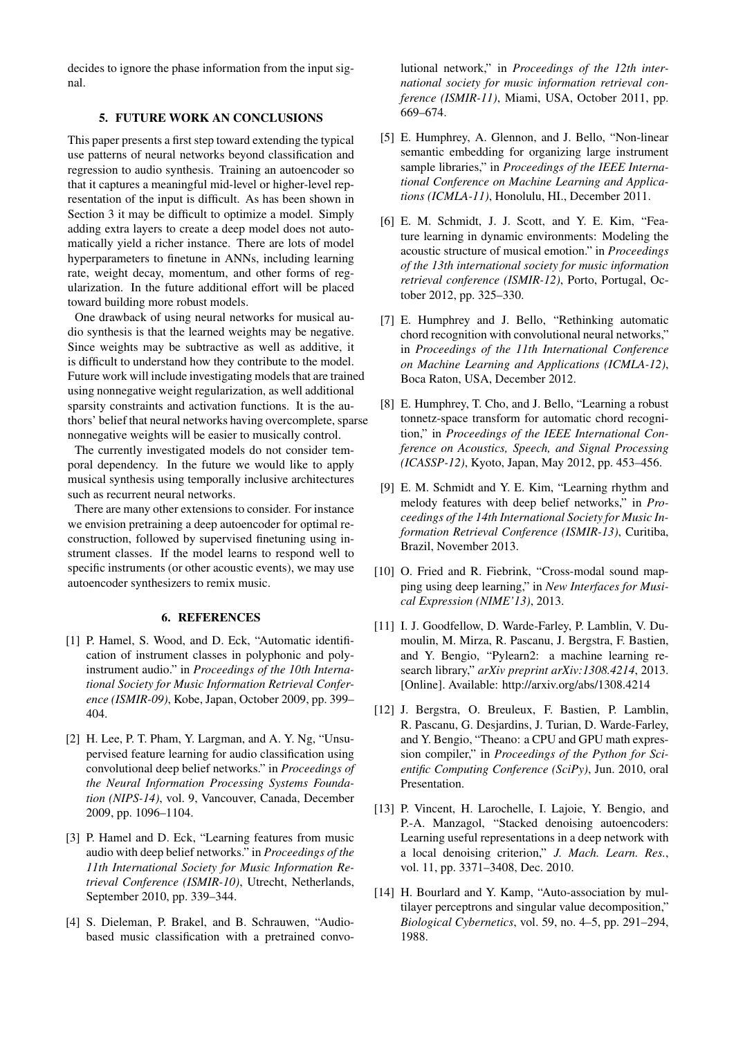decides to ignore the phase information from the input signal.

## 5. FUTURE WORK AN CONCLUSIONS

This paper presents a first step toward extending the typical use patterns of neural networks beyond classification and regression to audio synthesis. Training an autoencoder so that it captures a meaningful mid-level or higher-level representation of the input is difficult. As has been shown in Section 3 it may be difficult to optimize a model. Simply adding extra layers to create a deep model does not automatically yield a richer instance. There are lots of model hyperparameters to finetune in ANNs, including learning rate, weight decay, momentum, and other forms of regularization. In the future additional effort will be placed toward building more robust models.

One drawback of using neural networks for musical audio synthesis is that the learned weights may be negative. Since weights may be subtractive as well as additive, it is difficult to understand how they contribute to the model. Future work will include investigating models that are trained using nonnegative weight regularization, as well additional sparsity constraints and activation functions. It is the authors' belief that neural networks having overcomplete, sparse nonnegative weights will be easier to musically control.

The currently investigated models do not consider temporal dependency. In the future we would like to apply musical synthesis using temporally inclusive architectures such as recurrent neural networks.

There are many other extensions to consider. For instance we envision pretraining a deep autoencoder for optimal reconstruction, followed by supervised finetuning using instrument classes. If the model learns to respond well to specific instruments (or other acoustic events), we may use autoencoder synthesizers to remix music.

## 6. REFERENCES

[1] P. Hamel, S. Wood, and D. Eck, "Automatic identification of instrument classes in polyphonic and polyinstrument audio." in *Proceedings of the 10th International Society for Music Information Retrieval Conference (ISMIR-09)*, Kobe, Japan, October 2009, pp. 399–404.

[2] H. Lee, P. T. Pham, Y. Largman, and A. Y. Ng, "Unsupervised feature learning for audio classification using convolutional deep belief networks." in *Proceedings of the Neural Information Processing Systems Foundation (NIPS-14)*, vol. 9, Vancouver, Canada, December 2009, pp. 1096–1104.

[3] P. Hamel and D. Eck, "Learning features from music audio with deep belief networks." in *Proceedings of the 11th International Society for Music Information Retrieval Conference (ISMIR-10)*, Utrecht, Netherlands, September 2010, pp. 339–344.

[4] S. Dieleman, P. Brakel, and B. Schrauwen, "Audio-based music classification with a pretrained convolutional network," in *Proceedings of the 12th international society for music information retrieval conference (ISMIR-11)*, Miami, USA, October 2011, pp. 669–674.

[5] E. Humphrey, A. Glennon, and J. Bello, "Non-linear semantic embedding for organizing large instrument sample libraries," in *Proceedings of the IEEE International Conference on Machine Learning and Applications (ICMLA-11)*, Honolulu, HI., December 2011.

[6] E. M. Schmidt, J. J. Scott, and Y. E. Kim, "Feature learning in dynamic environments: Modeling the acoustic structure of musical emotion." in *Proceedings of the 13th international society for music information retrieval conference (ISMIR-12)*, Porto, Portugal, October 2012, pp. 325–330.

[7] E. Humphrey and J. Bello, "Rethinking automatic chord recognition with convolutional neural networks," in *Proceedings of the 11th International Conference on Machine Learning and Applications (ICMLA-12)*, Boca Raton, USA, December 2012.

[8] E. Humphrey, T. Cho, and J. Bello, "Learning a robust tonnetz-space transform for automatic chord recognition," in *Proceedings of the IEEE International Conference on Acoustics, Speech, and Signal Processing (ICASSP-12)*, Kyoto, Japan, May 2012, pp. 453–456.

[9] E. M. Schmidt and Y. E. Kim, "Learning rhythm and melody features with deep belief networks," in *Proceedings of the 14th International Society for Music Information Retrieval Conference (ISMIR-13)*, Curitiba, Brazil, November 2013.

[10] O. Fried and R. Fiebrink, "Cross-modal sound mapping using deep learning," in *New Interfaces for Musical Expression (NIME'13)*, 2013.

[11] I. J. Goodfellow, D. Warde-Farley, P. Lamblin, V. Dumoulin, M. Mirza, R. Pascanu, J. Bergstra, F. Bastien, and Y. Bengio, "Pylearn2: a machine learning research library," *arXiv preprint arXiv:1308.4214*, 2013. [Online]. Available: http://arxiv.org/abs/1308.4214

[12] J. Bergstra, O. Breuleux, F. Bastien, P. Lamblin, R. Pascanu, G. Desjardins, J. Turian, D. Warde-Farley, and Y. Bengio, "Theano: a CPU and GPU math expression compiler," in *Proceedings of the Python for Scientific Computing Conference (SciPy)*, Jun. 2010, oral Presentation.

[13] P. Vincent, H. Larochelle, I. Lajoie, Y. Bengio, and P.-A. Manzagol, "Stacked denoising autoencoders: Learning useful representations in a deep network with a local denoising criterion," *J. Mach. Learn. Res.*, vol. 11, pp. 3371–3408, Dec. 2010.

[14] H. Bourlard and Y. Kamp, "Auto-association by multilayer perceptrons and singular value decomposition," *Biological Cybernetics*, vol. 59, no. 4–5, pp. 291–294, 1988.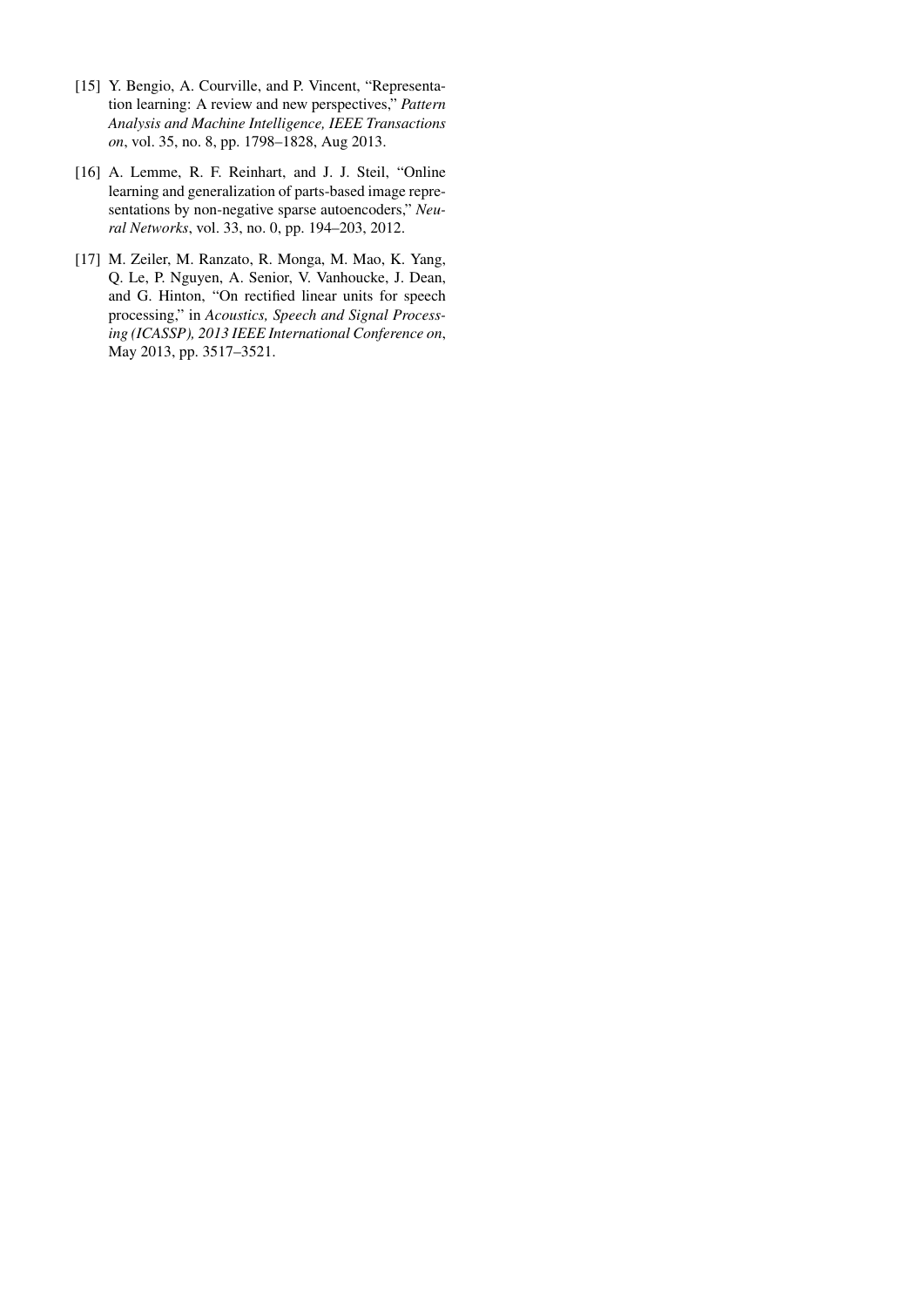[15] Y. Bengio, A. Courville, and P. Vincent, "Representation learning: A review and new perspectives," *Pattern Analysis and Machine Intelligence, IEEE Transactions on*, vol. 35, no. 8, pp. 1798–1828, Aug 2013.

[16] A. Lemme, R. F. Reinhart, and J. J. Steil, "Online learning and generalization of parts-based image representations by non-negative sparse autoencoders," *Neural Networks*, vol. 33, no. 0, pp. 194–203, 2012.

[17] M. Zeiler, M. Ranzato, R. Monga, M. Mao, K. Yang, Q. Le, P. Nguyen, A. Senior, V. Vanhoucke, J. Dean, and G. Hinton, "On rectified linear units for speech processing," in *Acoustics, Speech and Signal Processing (ICASSP), 2013 IEEE International Conference on*, May 2013, pp. 3517–3521.